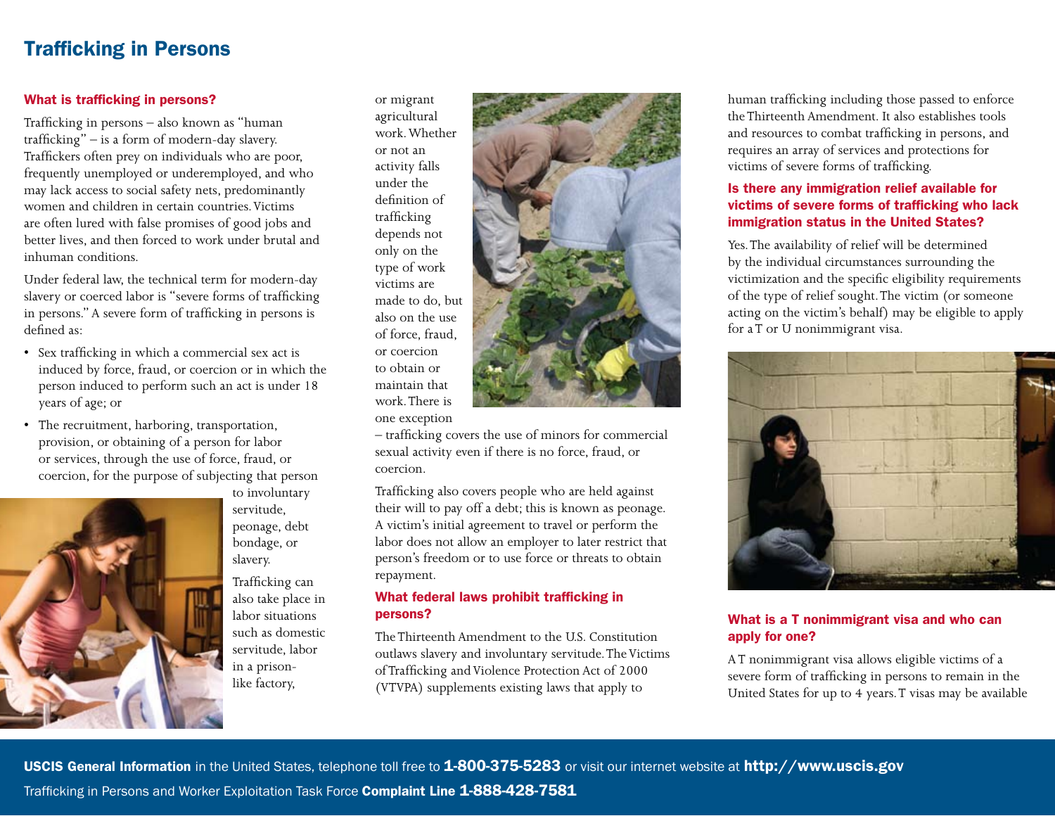# Trafficking in Persons

## What is trafficking in persons?

Trafficking in persons – also known as "human trafficking" – is a form of modern-day slavery. Traffickers often prey on individuals who are poor, frequently unemployed or underemployed, and who may lack access to social safety nets, predominantly women and children in certain countries. Victims are often lured with false promises of good jobs and better lives, and then forced to work under brutal and inhuman conditions.

Under federal law, the technical term for modern-day slavery or coerced labor is "severe forms of trafficking in persons." A severe form of trafficking in persons is defined as:

- Sex trafficking in which a commercial sex act is induced by force, fraud, or coercion or in which the person induced to perform such an act is under 18 years of age; or
- The recruitment, harboring, transportation, provision, or obtaining of a person for labor or services, through the use of force, fraud, or coercion, for the purpose of subjecting that person to involuntary servitude, peonage, debt bondage, or slavery.

Trafficking can also take place in labor situations such as domestic servitude, labor in a prison-like factory, or migrant agricultural work. Whether or not an activity falls under the definition of trafficking depends not only on the type of work victims are made to do, but also on the use of force, fraud, or coercion to obtain or maintain that work. There is one exception – trafficking covers the use of minors for commercial sexual activity even if there is no force, fraud, or coercion.

Trafficking also covers people who are held against their will to pay off a debt; this is known as peonage. A victim's initial agreement to travel or perform the labor does not allow an employer to later restrict that person's freedom or to use force or threats to obtain repayment.

## What federal laws prohibit trafficking in persons?

The Thirteenth Amendment to the U.S. Constitution outlaws slavery and involuntary servitude. The Victims of Trafficking and Violence Protection Act of 2000 (VTVPA) supplements existing laws that apply to human trafficking including those passed to enforce the Thirteenth Amendment. It also establishes tools and resources to combat trafficking in persons, and requires an array of services and protections for victims of severe forms of trafficking.

## Is there any immigration relief available for victims of severe forms of trafficking who lack immigration status in the United States?

Yes. The availability of relief will be determined by the individual circumstances surrounding the victimization and the specific eligibility requirements of the type of relief sought. The victim (or someone acting on the victim's behalf) may be eligible to apply for a T or U nonimmigrant visa.

## What is a T nonimmigrant visa and who can apply for one?

A T nonimmigrant visa allows eligible victims of a severe form of trafficking in persons to remain in the United States for up to 4 years. T visas may be available

**USCIS General Information** in the United States, telephone toll free to **1-800-375-5283** or visit our internet website at **http://www.uscis.gov**

Trafficking in Persons and Worker Exploitation Task Force **Complaint Line 1-888-428-7581**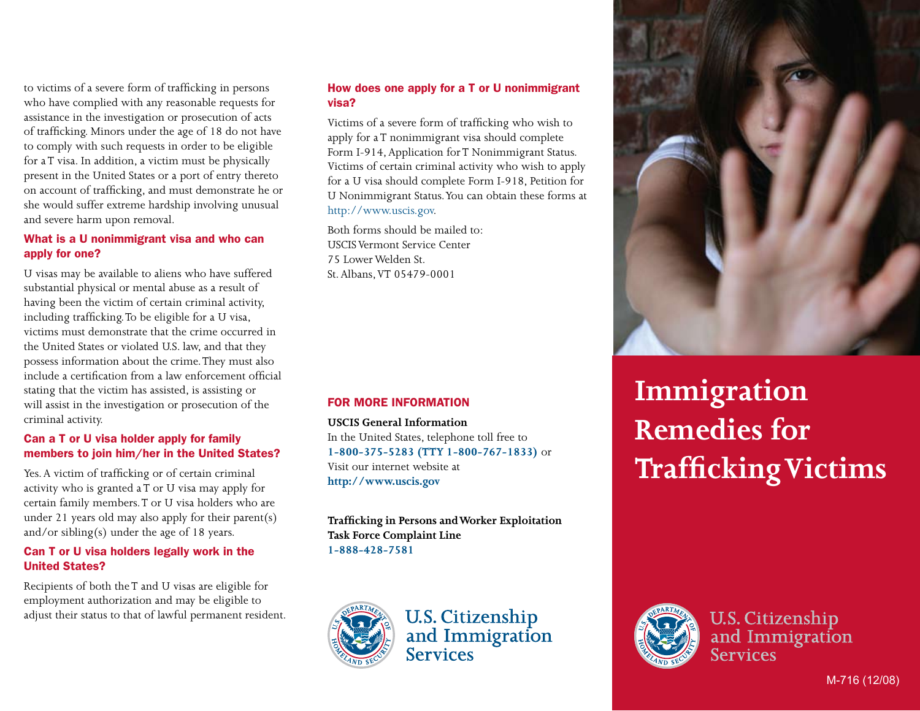to victims of a severe form of trafficking in persons who have complied with any reasonable requests for assistance in the investigation or prosecution of acts of trafficking. Minors under the age of 18 do not have to comply with such requests in order to be eligible for a T visa. In addition, a victim must be physically present in the United States or a port of entry thereto on account of trafficking, and must demonstrate he or she would suffer extreme hardship involving unusual and severe harm upon removal.

### What is a U nonimmigrant visa and who can apply for one?

U visas may be available to aliens who have suffered substantial physical or mental abuse as a result of having been the victim of certain criminal activity, including trafficking. To be eligible for a U visa, victims must demonstrate that the crime occurred in the United States or violated U.S. law, and that they possess information about the crime. They must also include a certification from a law enforcement official stating that the victim has assisted, is assisting or will assist in the investigation or prosecution of the criminal activity.

### Can a T or U visa holder apply for family members to join him/her in the United States?

Yes. A victim of trafficking or of certain criminal activity who is granted a T or U visa may apply for certain family members. T or U visa holders who are under 21 years old may also apply for their parent(s) and/or sibling(s) under the age of 18 years.

### Can T or U visa holders legally work in the United States?

Recipients of both the T and U visas are eligible for employment authorization and may be eligible to adjust their status to that of lawful permanent resident.

### How does one apply for a T or U nonimmigrant visa?

Victims of a severe form of trafficking who wish to apply for a T nonimmigrant visa should complete Form I-914, Application for T Nonimmigrant Status. Victims of certain criminal activity who wish to apply for a U visa should complete Form I-918, Petition for U Nonimmigrant Status. You can obtain these forms at http://www.uscis.gov.

Both forms should be mailed to:
USCIS Vermont Service Center
75 Lower Welden St.
St. Albans, VT 05479-0001

### FOR MORE INFORMATION

**USCIS General Information**
In the United States, telephone toll free to **1-800-375-5283 (TTY 1-800-767-1833)** or Visit our internet website at **http://www.uscis.gov**

**Trafficking in Persons and Worker Exploitation Task Force Complaint Line**
**1-888-428-7581**

U.S. Citizenship and Immigration Services

# Immigration Remedies for Trafficking Victims

U.S. Citizenship and Immigration Services

M-716 (12/08)